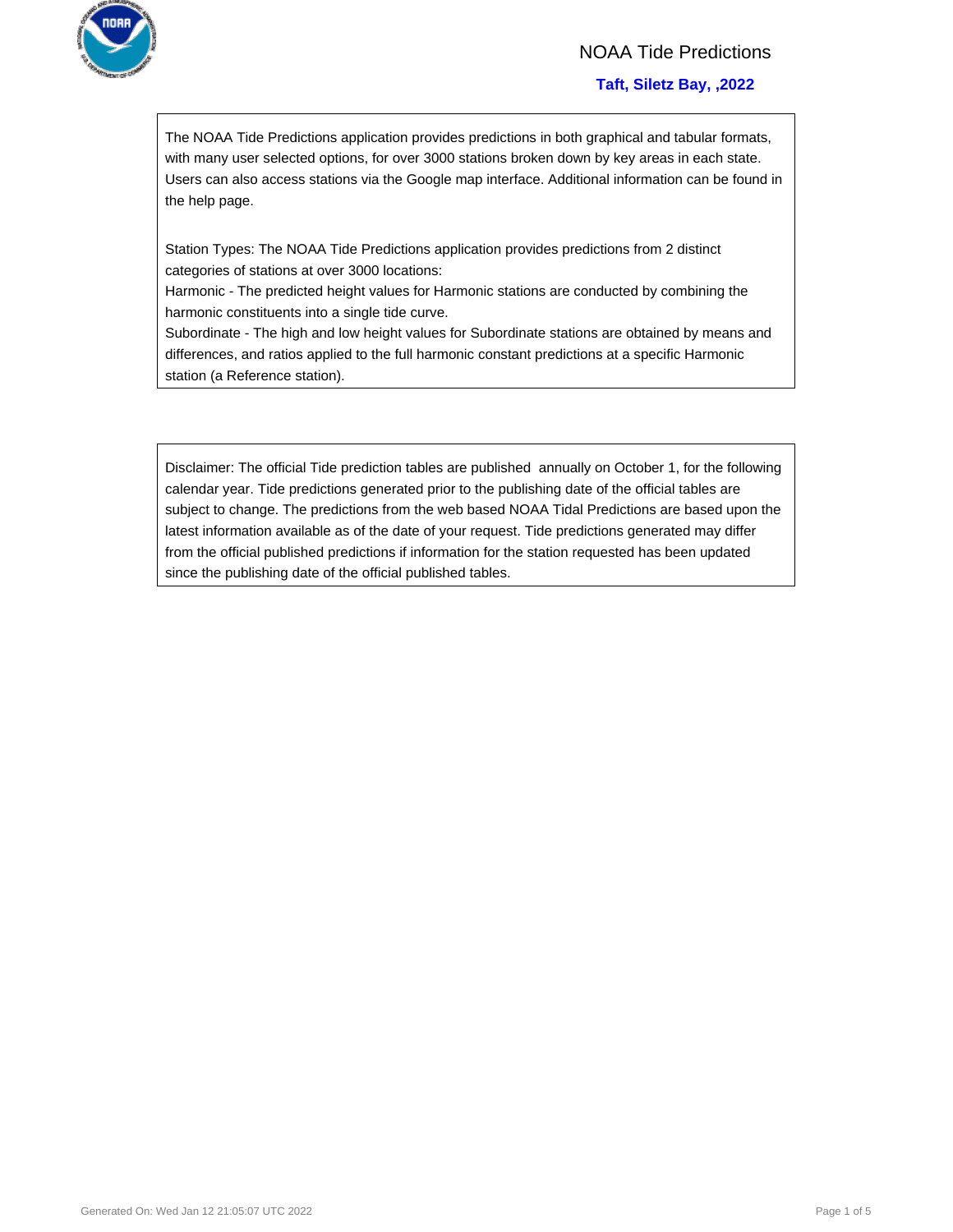# NOAA Tide Predictions

## Taft, Siletz Bay, ,2022

The NOAA Tide Predictions application provides predictions in both graphical and tabular formats, with many user selected options, for over 3000 stations broken down by key areas in each state. Users can also access stations via the Google map interface. Additional information can be found in the help page.

Station Types: The NOAA Tide Predictions application provides predictions from 2 distinct categories of stations at over 3000 locations:
Harmonic - The predicted height values for Harmonic stations are conducted by combining the harmonic constituents into a single tide curve.
Subordinate - The high and low height values for Subordinate stations are obtained by means and differences, and ratios applied to the full harmonic constant predictions at a specific Harmonic station (a Reference station).

Disclaimer: The official Tide prediction tables are published annually on October 1, for the following calendar year. Tide predictions generated prior to the publishing date of the official tables are subject to change. The predictions from the web based NOAA Tidal Predictions are based upon the latest information available as of the date of your request. Tide predictions generated may differ from the official published predictions if information for the station requested has been updated since the publishing date of the official published tables.

Generated On: Wed Jan 12 21:05:07 UTC 2022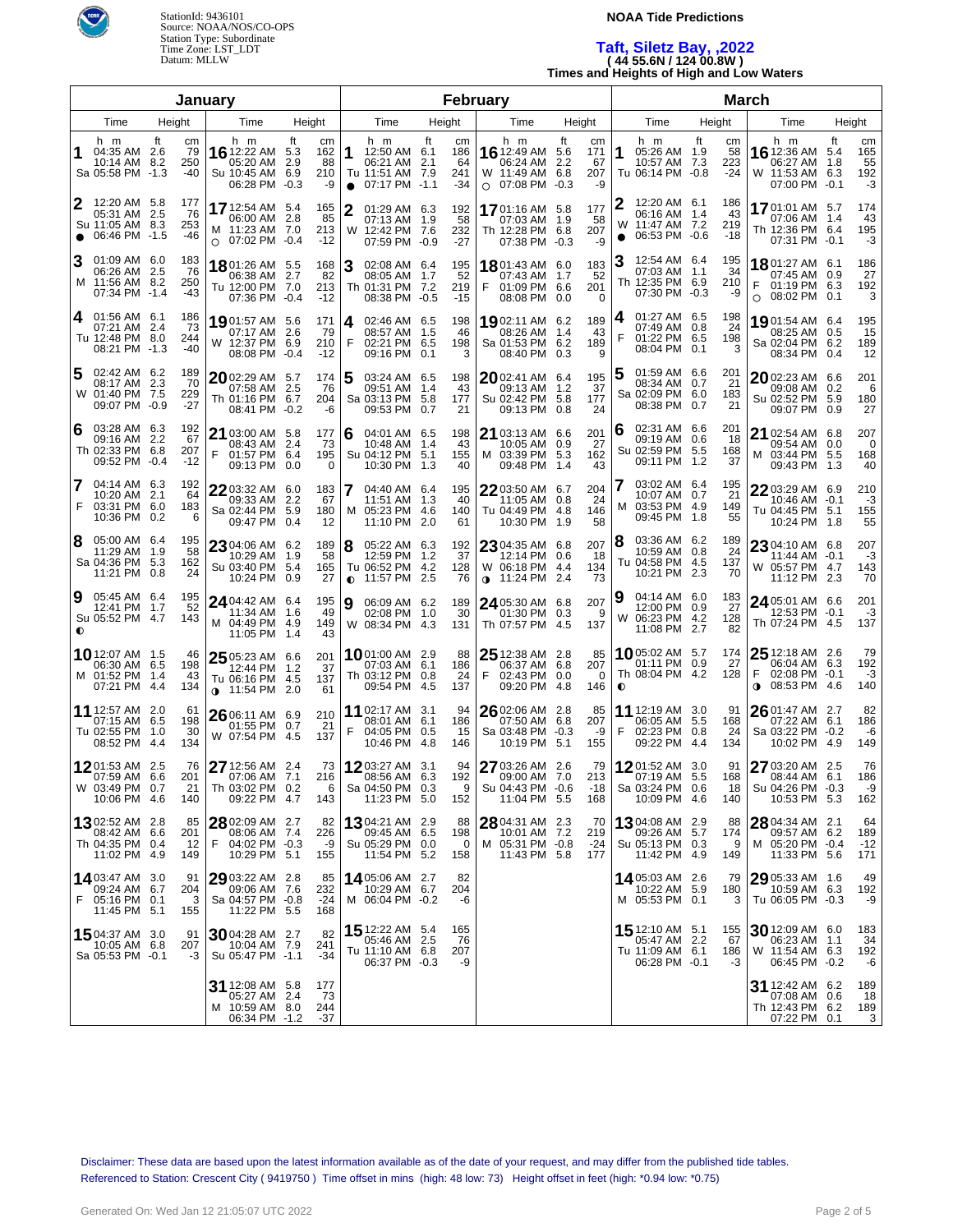StationId: 9436101
Source: NOAA/NOS/CO-OPS
Station Type: Subordinate
Time Zone: LST_LDT
Datum: MLLW

**NOAA Tide Predictions**

## Taft, Siletz Bay, ,2022
**( 44 55.6N / 124 00.8W )**
**Times and Heights of High and Low Waters**

### January

| Day | Time | Height ft | Height cm | Day | Time | Height ft | Height cm |
|---|---|---|---|---|---|---|---|
| 1 Sa | 04:35 AM | 2.6 | 79 | 16 Su | 12:22 AM | 5.3 | 162 |
| | 10:14 AM | 8.2 | 250 | | 05:20 AM | 2.9 | 88 |
| | 05:58 PM | -1.3 | -40 | | 10:45 AM | 6.9 | 210 |
| | | | | | 06:28 PM | -0.3 | -9 |
| 2 Su ● | 12:20 AM | 5.8 | 177 | 17 M ○ | 12:54 AM | 5.4 | 165 |
| | 05:31 AM | 2.5 | 76 | | 06:00 AM | 2.8 | 85 |
| | 11:05 AM | 8.3 | 253 | | 11:23 AM | 7.0 | 213 |
| | 06:46 PM | -1.5 | -46 | | 07:02 PM | -0.4 | -12 |
| 3 M | 01:09 AM | 6.0 | 183 | 18 Tu | 01:26 AM | 5.5 | 168 |
| | 06:26 AM | 2.5 | 76 | | 06:38 AM | 2.7 | 82 |
| | 11:56 AM | 8.2 | 250 | | 12:00 PM | 7.0 | 213 |
| | 07:34 PM | -1.4 | -43 | | 07:36 PM | -0.4 | -12 |
| 4 Tu | 01:56 AM | 6.1 | 186 | 19 W | 01:57 AM | 5.6 | 171 |
| | 07:21 AM | 2.4 | 73 | | 07:17 AM | 2.6 | 79 |
| | 12:48 PM | 8.0 | 244 | | 12:37 PM | 6.9 | 210 |
| | 08:21 PM | -1.3 | -40 | | 08:08 PM | -0.4 | -12 |
| 5 W | 02:42 AM | 6.2 | 189 | 20 Th | 02:29 AM | 5.7 | 174 |
| | 08:17 AM | 2.3 | 70 | | 07:58 AM | 2.5 | 76 |
| | 01:40 PM | 7.5 | 229 | | 01:16 PM | 6.7 | 204 |
| | 09:07 PM | -0.9 | -27 | | 08:41 PM | -0.2 | -6 |
| 6 Th | 03:28 AM | 6.3 | 192 | 21 F | 03:00 AM | 5.8 | 177 |
| | 09:16 AM | 2.2 | 67 | | 08:43 AM | 2.4 | 73 |
| | 02:33 PM | 6.8 | 207 | | 01:57 PM | 6.4 | 195 |
| | 09:52 PM | -0.4 | -12 | | 09:13 PM | 0.0 | 0 |
| 7 F | 04:14 AM | 6.3 | 192 | 22 Sa | 03:32 AM | 6.0 | 183 |
| | 10:20 AM | 2.1 | 64 | | 09:33 AM | 2.2 | 67 |
| | 03:31 PM | 6.0 | 183 | | 02:44 PM | 5.9 | 180 |
| | 10:36 PM | 0.2 | 6 | | 09:47 PM | 0.4 | 12 |
| 8 Sa | 05:00 AM | 6.4 | 195 | 23 Su | 04:06 AM | 6.2 | 189 |
| | 11:29 AM | 1.9 | 58 | | 10:29 AM | 1.9 | 58 |
| | 04:36 PM | 5.3 | 162 | | 03:40 PM | 5.4 | 165 |
| | 11:21 PM | 0.8 | 24 | | 10:24 PM | 0.9 | 27 |
| 9 Su ◐ | 05:45 AM | 6.4 | 195 | 24 M | 04:42 AM | 6.4 | 195 |
| | 12:41 PM | 1.7 | 52 | | 11:34 AM | 1.6 | 49 |
| | 05:52 PM | 4.7 | 143 | | 04:49 PM | 4.9 | 149 |
| | | | | | 11:05 PM | 1.4 | 43 |
| 10 M | 12:07 AM | 1.5 | 46 | 25 Tu ◑ | 05:23 AM | 6.6 | 201 |
| | 06:30 AM | 6.5 | 198 | | 12:44 PM | 1.2 | 37 |
| | 01:52 PM | 1.4 | 43 | | 06:16 PM | 4.5 | 137 |
| | 07:21 PM | 4.4 | 134 | | 11:54 PM | 2.0 | 61 |
| 11 Tu | 12:57 AM | 2.0 | 61 | 26 W | 06:11 AM | 6.9 | 210 |
| | 07:15 AM | 6.5 | 198 | | 01:55 PM | 0.7 | 21 |
| | 02:55 PM | 1.0 | 30 | | 07:54 PM | 4.5 | 137 |
| | 08:52 PM | 4.4 | 134 | | | | |
| 12 W | 01:53 AM | 2.5 | 76 | 27 Th | 12:56 AM | 2.4 | 73 |
| | 07:59 AM | 6.6 | 201 | | 07:06 AM | 7.1 | 216 |
| | 03:49 PM | 0.7 | 21 | | 03:02 PM | 0.2 | 6 |
| | 10:06 PM | 4.6 | 140 | | 09:22 PM | 4.7 | 143 |
| 13 Th | 02:52 AM | 2.8 | 85 | 28 F | 02:09 AM | 2.7 | 82 |
| | 08:42 AM | 6.6 | 201 | | 08:06 AM | 7.4 | 226 |
| | 04:35 PM | 0.4 | 12 | | 04:02 PM | -0.3 | -9 |
| | 11:02 PM | 4.9 | 149 | | 10:29 PM | 5.1 | 155 |
| 14 F | 03:47 AM | 3.0 | 91 | 29 Sa | 03:22 AM | 2.8 | 85 |
| | 09:24 AM | 6.7 | 204 | | 09:06 AM | 7.6 | 232 |
| | 05:16 PM | 0.1 | 3 | | 04:57 PM | -0.8 | -24 |
| | 11:45 PM | 5.1 | 155 | | 11:22 PM | 5.5 | 168 |
| 15 Sa | 04:37 AM | 3.0 | 91 | 30 Su | 04:28 AM | 2.7 | 82 |
| | 10:05 AM | 6.8 | 207 | | 10:04 AM | 7.9 | 241 |
| | 05:53 PM | -0.1 | -3 | | 05:47 PM | -1.1 | -34 |
| | | | | 31 M | 12:08 AM | 5.8 | 177 |
| | | | | | 05:27 AM | 2.4 | 73 |
| | | | | | 10:59 AM | 8.0 | 244 |
| | | | | | 06:34 PM | -1.2 | -37 |

### February

| Day | Time | Height ft | Height cm | Day | Time | Height ft | Height cm |
|---|---|---|---|---|---|---|---|
| 1 Tu ● | 12:50 AM | 6.1 | 186 | 16 W ○ | 12:49 AM | 5.6 | 171 |
| | 06:21 AM | 2.1 | 64 | | 06:24 AM | 2.2 | 67 |
| | 11:51 AM | 7.9 | 241 | | 11:49 AM | 6.8 | 207 |
| | 07:17 PM | -1.1 | -34 | | 07:08 PM | -0.3 | -9 |
| 2 W | 01:29 AM | 6.3 | 192 | 17 Th | 01:16 AM | 5.8 | 177 |
| | 07:13 AM | 1.9 | 58 | | 07:03 AM | 1.9 | 58 |
| | 12:42 PM | 7.6 | 232 | | 12:28 PM | 6.8 | 207 |
| | 07:59 PM | -0.9 | -27 | | 07:38 PM | -0.3 | -9 |
| 3 Th | 02:08 AM | 6.4 | 195 | 18 F | 01:43 AM | 6.0 | 183 |
| | 08:05 AM | 1.7 | 52 | | 07:43 AM | 1.7 | 52 |
| | 01:31 PM | 7.2 | 219 | | 01:09 PM | 6.6 | 201 |
| | 08:38 PM | -0.5 | -15 | | 08:08 PM | 0.0 | 0 |
| 4 F | 02:46 AM | 6.5 | 198 | 19 Sa | 02:11 AM | 6.2 | 189 |
| | 08:57 AM | 1.5 | 46 | | 08:26 AM | 1.4 | 43 |
| | 02:21 PM | 6.5 | 198 | | 01:53 PM | 6.2 | 189 |
| | 09:16 PM | 0.1 | 3 | | 08:40 PM | 0.3 | 9 |
| 5 Sa | 03:24 AM | 6.5 | 198 | 20 Su | 02:41 AM | 6.4 | 195 |
| | 09:51 AM | 1.4 | 43 | | 09:13 AM | 1.2 | 37 |
| | 03:13 PM | 5.8 | 177 | | 02:42 PM | 5.8 | 177 |
| | 09:53 PM | 0.7 | 21 | | 09:13 PM | 0.8 | 24 |
| 6 Su | 04:01 AM | 6.5 | 198 | 21 M | 03:13 AM | 6.6 | 201 |
| | 10:48 AM | 1.4 | 43 | | 10:05 AM | 0.9 | 27 |
| | 04:12 PM | 5.1 | 155 | | 03:39 PM | 5.3 | 162 |
| | 10:30 PM | 1.3 | 40 | | 09:48 PM | 1.4 | 43 |
| 7 M | 04:40 AM | 6.4 | 195 | 22 Tu | 03:50 AM | 6.7 | 204 |
| | 11:51 AM | 1.3 | 40 | | 11:05 AM | 0.8 | 24 |
| | 05:23 PM | 4.6 | 140 | | 04:49 PM | 4.8 | 146 |
| | 11:10 PM | 2.0 | 61 | | 10:30 PM | 1.9 | 58 |
| 8 Tu ◐ | 05:22 AM | 6.3 | 192 | 23 W ◑ | 04:35 AM | 6.8 | 207 |
| | 12:59 PM | 1.2 | 37 | | 12:14 PM | 0.6 | 18 |
| | 06:52 PM | 4.2 | 128 | | 06:18 PM | 4.4 | 134 |
| | 11:57 PM | 2.5 | 76 | | 11:24 PM | 2.4 | 73 |
| 9 W | 06:09 AM | 6.2 | 189 | 24 Th | 05:30 AM | 6.8 | 207 |
| | 02:08 PM | 1.0 | 30 | | 01:30 PM | 0.3 | 9 |
| | 08:34 PM | 4.3 | 131 | | 07:57 PM | 4.5 | 137 |
| 10 Th | 01:00 AM | 2.9 | 88 | 25 F | 12:38 AM | 2.8 | 85 |
| | 07:03 AM | 6.1 | 186 | | 06:37 AM | 6.8 | 207 |
| | 03:12 PM | 0.8 | 24 | | 02:43 PM | 0.0 | 0 |
| | 09:54 PM | 4.5 | 137 | | 09:20 PM | 4.8 | 146 |
| 11 F | 02:17 AM | 3.1 | 94 | 26 Sa | 02:06 AM | 2.8 | 85 |
| | 08:01 AM | 6.1 | 186 | | 07:50 AM | 6.8 | 207 |
| | 04:05 PM | 0.5 | 15 | | 03:48 PM | -0.3 | -9 |
| | 10:46 PM | 4.8 | 146 | | 10:19 PM | 5.1 | 155 |
| 12 Sa | 03:27 AM | 3.1 | 94 | 27 Su | 03:26 AM | 2.6 | 79 |
| | 08:56 AM | 6.3 | 192 | | 09:00 AM | 7.0 | 213 |
| | 04:50 PM | 0.3 | 9 | | 04:43 PM | -0.6 | -18 |
| | 11:23 PM | 5.0 | 152 | | 11:04 PM | 5.5 | 168 |
| 13 Su | 04:21 AM | 2.9 | 88 | 28 M | 04:31 AM | 2.3 | 70 |
| | 09:45 AM | 6.5 | 198 | | 10:01 AM | 7.2 | 219 |
| | 05:29 PM | 0.0 | 0 | | 05:31 PM | -0.8 | -24 |
| | 11:54 PM | 5.2 | 158 | | 11:43 PM | 5.8 | 177 |
| 14 M | 05:06 AM | 2.7 | 82 | | | | |
| | 10:29 AM | 6.7 | 204 | | | | |
| | 06:04 PM | -0.2 | -6 | | | | |
| 15 Tu | 12:22 AM | 5.4 | 165 | | | | |
| | 05:46 AM | 2.5 | 76 | | | | |
| | 11:10 AM | 6.8 | 207 | | | | |
| | 06:37 PM | -0.3 | -9 | | | | |

### March

| Day | Time | Height ft | Height cm | Day | Time | Height ft | Height cm |
|---|---|---|---|---|---|---|---|
| 1 Tu | 05:26 AM | 1.9 | 58 | 16 W | 12:36 AM | 5.4 | 165 |
| | 10:57 AM | 7.3 | 223 | | 06:27 AM | 1.8 | 55 |
| | 06:14 PM | -0.8 | -24 | | 11:53 AM | 6.3 | 192 |
| | | | | | 07:00 PM | -0.1 | -3 |
| 2 W ● | 12:20 AM | 6.1 | 186 | 17 Th | 01:01 AM | 5.7 | 174 |
| | 06:16 AM | 1.4 | 43 | | 07:06 AM | 1.4 | 43 |
| | 11:47 AM | 7.2 | 219 | | 12:36 PM | 6.4 | 195 |
| | 06:53 PM | -0.6 | -18 | | 07:31 PM | -0.1 | -3 |
| 3 Th | 12:54 AM | 6.4 | 195 | 18 F ○ | 01:27 AM | 6.1 | 186 |
| | 07:03 AM | 1.1 | 34 | | 07:45 AM | 0.9 | 27 |
| | 12:35 PM | 6.9 | 210 | | 01:19 PM | 6.3 | 192 |
| | 07:30 PM | -0.3 | -9 | | 08:02 PM | 0.1 | 3 |
| 4 F | 01:27 AM | 6.5 | 198 | 19 Sa | 01:54 AM | 6.4 | 195 |
| | 07:49 AM | 0.8 | 24 | | 08:25 AM | 0.5 | 15 |
| | 01:22 PM | 6.5 | 198 | | 02:04 PM | 6.2 | 189 |
| | 08:04 PM | 0.1 | 3 | | 08:34 PM | 0.4 | 12 |
| 5 Sa | 01:59 AM | 6.6 | 201 | 20 Su | 02:23 AM | 6.6 | 201 |
| | 08:34 AM | 0.7 | 21 | | 09:08 AM | 0.2 | 6 |
| | 02:09 PM | 6.0 | 183 | | 02:52 PM | 5.9 | 180 |
| | 08:38 PM | 0.7 | 21 | | 09:07 PM | 0.9 | 27 |
| 6 Su | 02:31 AM | 6.6 | 201 | 21 M | 02:54 AM | 6.8 | 207 |
| | 09:19 AM | 0.6 | 18 | | 09:54 AM | 0.0 | 0 |
| | 02:59 PM | 5.5 | 168 | | 03:44 PM | 5.5 | 168 |
| | 09:11 PM | 1.2 | 37 | | 09:43 PM | 1.3 | 40 |
| 7 M | 03:02 AM | 6.4 | 195 | 22 Tu | 03:29 AM | 6.9 | 210 |
| | 10:07 AM | 0.7 | 21 | | 10:46 AM | -0.1 | -3 |
| | 03:53 PM | 4.9 | 149 | | 04:45 PM | 5.1 | 155 |
| | 09:45 PM | 1.8 | 55 | | 10:24 PM | 1.8 | 55 |
| 8 Tu | 03:36 AM | 6.2 | 189 | 23 W | 04:10 AM | 6.8 | 207 |
| | 10:59 AM | 0.8 | 24 | | 11:44 AM | -0.1 | -3 |
| | 04:58 PM | 4.5 | 137 | | 05:57 PM | 4.7 | 143 |
| | 10:21 PM | 2.3 | 70 | | 11:12 PM | 2.3 | 70 |
| 9 W | 04:14 AM | 6.0 | 183 | 24 Th | 05:01 AM | 6.6 | 201 |
| | 12:00 PM | 0.9 | 27 | | 12:53 PM | -0.1 | -3 |
| | 06:23 PM | 4.2 | 128 | | 07:24 PM | 4.5 | 137 |
| | 11:08 PM | 2.7 | 82 | | | | |
| 10 Th ◐ | 05:02 AM | 5.7 | 174 | 25 F ◑ | 12:18 AM | 2.6 | 79 |
| | 01:11 PM | 0.9 | 27 | | 06:04 AM | 6.3 | 192 |
| | 08:04 PM | 4.2 | 128 | | 02:08 PM | -0.1 | -3 |
| | | | | | 08:53 PM | 4.6 | 140 |
| 11 F | 12:19 AM | 3.0 | 91 | 26 Sa | 01:47 AM | 2.7 | 82 |
| | 06:05 AM | 5.5 | 168 | | 07:22 AM | 6.1 | 186 |
| | 02:23 PM | 0.8 | 24 | | 03:22 PM | -0.2 | -6 |
| | 09:22 PM | 4.4 | 134 | | 10:02 PM | 4.9 | 149 |
| 12 Sa | 01:52 AM | 3.0 | 91 | 27 Su | 03:20 AM | 2.5 | 76 |
| | 07:19 AM | 5.5 | 168 | | 08:44 AM | 6.1 | 186 |
| | 03:24 PM | 0.6 | 18 | | 04:26 PM | -0.3 | -9 |
| | 10:09 PM | 4.6 | 140 | | 10:53 PM | 5.3 | 162 |
| 13 Su | 04:08 AM | 2.9 | 88 | 28 M | 04:34 AM | 2.1 | 64 |
| | 09:26 AM | 5.7 | 174 | | 09:57 AM | 6.2 | 189 |
| | 05:13 PM | 0.3 | 9 | | 05:20 PM | -0.4 | -12 |
| | 11:42 PM | 4.9 | 149 | | 11:33 PM | 5.6 | 171 |
| 14 M | 05:03 AM | 2.6 | 79 | 29 Tu | 05:33 AM | 1.6 | 49 |
| | 10:22 AM | 5.9 | 180 | | 10:59 AM | 6.3 | 192 |
| | 05:53 PM | 0.1 | 3 | | 06:05 PM | -0.3 | -9 |
| 15 Tu | 12:10 AM | 5.1 | 155 | 30 W | 12:09 AM | 6.0 | 183 |
| | 05:47 AM | 2.2 | 67 | | 06:23 AM | 1.1 | 34 |
| | 11:09 AM | 6.1 | 186 | | 11:54 AM | 6.3 | 192 |
| | 06:28 PM | -0.1 | -3 | | 06:45 PM | -0.2 | -6 |
| | | | | 31 Th | 12:42 AM | 6.2 | 189 |
| | | | | | 07:08 AM | 0.6 | 18 |
| | | | | | 12:43 PM | 6.2 | 189 |
| | | | | | 07:22 PM | 0.1 | 3 |

Disclaimer: These data are based upon the latest information available as of the date of your request, and may differ from the published tide tables.
Referenced to Station: Crescent City ( 9419750 ) Time offset in mins (high: 48 low: 73) Height offset in feet (high: *0.94 low: *0.75)

Generated On: Wed Jan 12 21:05:07 UTC 2022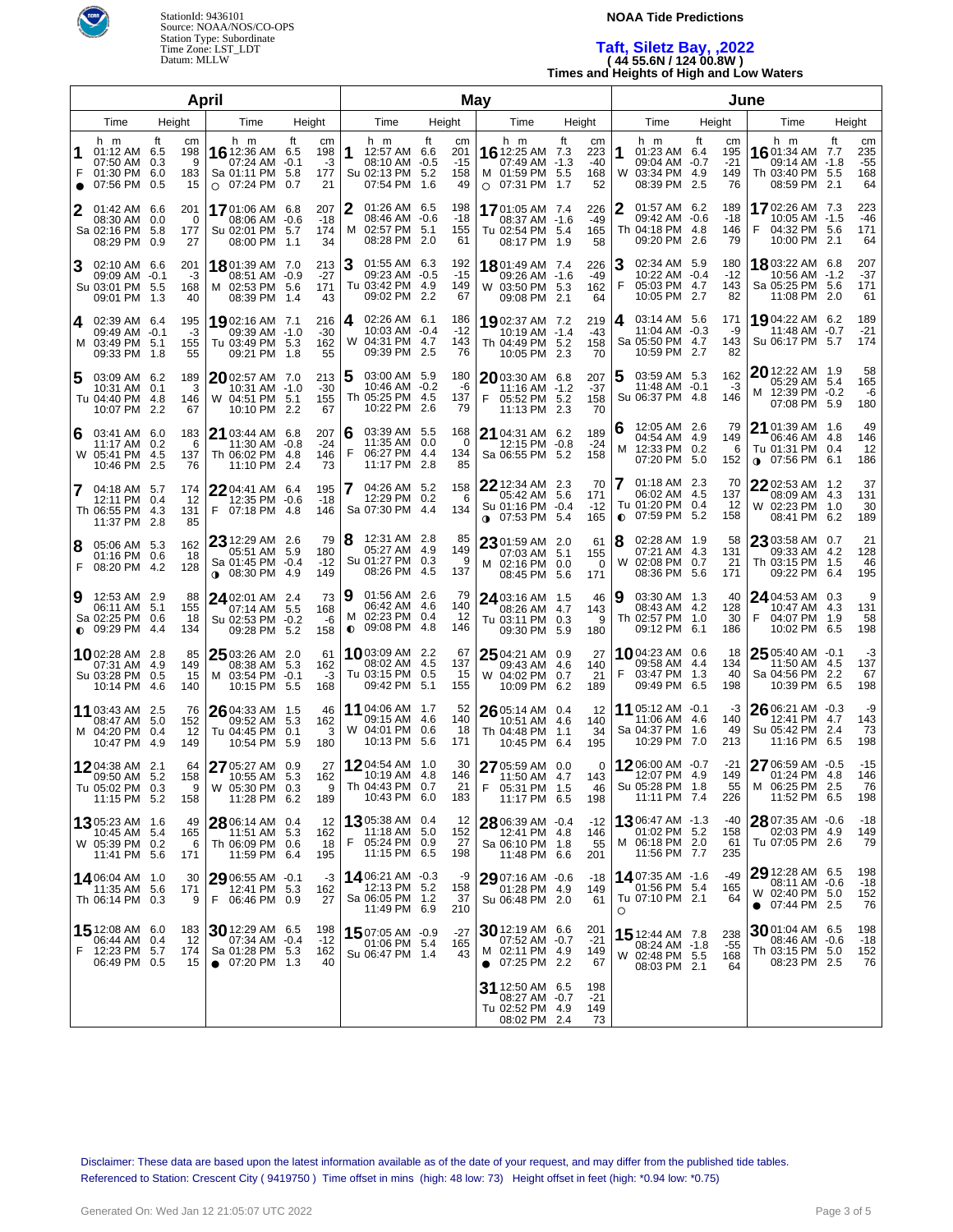StationId: 9436101
Source: NOAA/NOS/CO-OPS
Station Type: Subordinate
Time Zone: LST_LDT
Datum: MLLW

# NOAA Tide Predictions

## Taft, Siletz Bay, ,2022
**( 44 55.6N / 124 00.8W )**
**Times and Heights of High and Low Waters**

## April

| Day | Time | ft | cm | Day | Time | ft | cm |
|---|---|---|---|---|---|---|---|
| 1 F ● | 01:12 AM | 6.5 | 198 | 16 Sa ○ | 12:36 AM | 6.5 | 198 |
| | 07:50 AM | 0.3 | 9 | | 07:24 AM | -0.1 | -3 |
| | 01:30 PM | 6.0 | 183 | | 01:11 PM | 5.8 | 177 |
| | 07:56 PM | 0.5 | 15 | | 07:24 PM | 0.7 | 21 |
| 2 Sa | 01:42 AM | 6.6 | 201 | 17 Su | 01:06 AM | 6.8 | 207 |
| | 08:30 AM | 0.0 | 0 | | 08:06 AM | -0.6 | -18 |
| | 02:16 PM | 5.8 | 177 | | 02:01 PM | 5.7 | 174 |
| | 08:29 PM | 0.9 | 27 | | 08:00 PM | 1.1 | 34 |
| 3 Su | 02:10 AM | 6.6 | 201 | 18 M | 01:39 AM | 7.0 | 213 |
| | 09:09 AM | -0.1 | -3 | | 08:51 AM | -0.9 | -27 |
| | 03:01 PM | 5.5 | 168 | | 02:53 PM | 5.6 | 171 |
| | 09:01 PM | 1.3 | 40 | | 08:39 PM | 1.4 | 43 |
| 4 M | 02:39 AM | 6.4 | 195 | 19 Tu | 02:16 AM | 7.1 | 216 |
| | 09:49 AM | -0.1 | -3 | | 09:39 AM | -1.0 | -30 |
| | 03:49 PM | 5.1 | 155 | | 03:49 PM | 5.3 | 162 |
| | 09:33 PM | 1.8 | 55 | | 09:21 PM | 1.8 | 55 |
| 5 Tu | 03:09 AM | 6.2 | 189 | 20 W | 02:57 AM | 7.0 | 213 |
| | 10:31 AM | 0.1 | 3 | | 10:31 AM | -1.0 | -30 |
| | 04:40 PM | 4.8 | 146 | | 04:51 PM | 5.1 | 155 |
| | 10:07 PM | 2.2 | 67 | | 10:10 PM | 2.2 | 67 |
| 6 W | 03:41 AM | 6.0 | 183 | 21 Th | 03:44 AM | 6.8 | 207 |
| | 11:17 AM | 0.2 | 6 | | 11:30 AM | -0.8 | -24 |
| | 05:41 PM | 4.5 | 137 | | 06:02 PM | 4.8 | 146 |
| | 10:46 PM | 2.5 | 76 | | 11:10 PM | 2.4 | 73 |
| 7 Th | 04:18 AM | 5.7 | 174 | 22 F | 04:41 AM | 6.4 | 195 |
| | 12:11 PM | 0.4 | 12 | | 12:35 PM | -0.6 | -18 |
| | 06:55 PM | 4.3 | 131 | | 07:18 PM | 4.8 | 146 |
| | 11:37 PM | 2.8 | 85 | | | | |
| 8 F | 05:06 AM | 5.3 | 162 | 23 Sa ◑ | 12:29 AM | 2.6 | 79 |
| | 01:16 PM | 0.6 | 18 | | 05:51 AM | 5.9 | 180 |
| | 08:20 PM | 4.2 | 128 | | 01:45 PM | -0.4 | -12 |
| | | | | | 08:30 PM | 4.9 | 149 |
| 9 Sa ◐ | 12:53 AM | 2.9 | 88 | 24 Su | 02:01 AM | 2.4 | 73 |
| | 06:11 AM | 5.1 | 155 | | 07:14 AM | 5.5 | 168 |
| | 02:25 PM | 0.6 | 18 | | 02:53 PM | -0.2 | -6 |
| | 09:29 PM | 4.4 | 134 | | 09:28 PM | 5.2 | 158 |
| 10 Su | 02:28 AM | 2.8 | 85 | 25 M | 03:26 AM | 2.0 | 61 |
| | 07:31 AM | 4.9 | 149 | | 08:38 AM | 5.3 | 162 |
| | 03:28 PM | 0.5 | 15 | | 03:54 PM | -0.1 | -3 |
| | 10:14 PM | 4.6 | 140 | | 10:15 PM | 5.5 | 168 |
| 11 M | 03:43 AM | 2.5 | 76 | 26 Tu | 04:33 AM | 1.5 | 46 |
| | 08:47 AM | 5.0 | 152 | | 09:52 AM | 5.3 | 162 |
| | 04:20 PM | 0.4 | 12 | | 04:45 PM | 0.1 | 3 |
| | 10:47 PM | 4.9 | 149 | | 10:54 PM | 5.9 | 180 |
| 12 Tu | 04:38 AM | 2.1 | 64 | 27 W | 05:27 AM | 0.9 | 27 |
| | 09:50 AM | 5.2 | 158 | | 10:55 AM | 5.3 | 162 |
| | 05:02 PM | 0.3 | 9 | | 05:30 PM | 0.3 | 9 |
| | 11:15 PM | 5.2 | 158 | | 11:28 PM | 6.2 | 189 |
| 13 W | 05:23 AM | 1.6 | 49 | 28 Th | 06:14 AM | 0.4 | 12 |
| | 10:45 AM | 5.4 | 165 | | 11:51 AM | 5.3 | 162 |
| | 05:39 PM | 0.2 | 6 | | 06:09 PM | 0.6 | 18 |
| | 11:41 PM | 5.6 | 171 | | 11:59 PM | 6.4 | 195 |
| 14 Th | 06:04 AM | 1.0 | 30 | 29 F | 06:55 AM | -0.1 | -3 |
| | 11:35 AM | 5.6 | 171 | | 12:41 PM | 5.3 | 162 |
| | 06:14 PM | 0.3 | 9 | | 06:46 PM | 0.9 | 27 |
| 15 F | 12:08 AM | 6.0 | 183 | 30 Sa ● | 12:29 AM | 6.5 | 198 |
| | 06:44 AM | 0.4 | 12 | | 07:34 AM | -0.4 | -12 |
| | 12:23 PM | 5.7 | 174 | | 01:28 PM | 5.3 | 162 |
| | 06:49 PM | 0.5 | 15 | | 07:20 PM | 1.3 | 40 |

## May

| Day | Time | ft | cm | Day | Time | ft | cm |
|---|---|---|---|---|---|---|---|
| 1 Su | 12:57 AM | 6.6 | 201 | 16 M ○ | 12:25 AM | 7.3 | 223 |
| | 08:10 AM | -0.5 | -15 | | 07:49 AM | -1.3 | -40 |
| | 02:13 PM | 5.2 | 158 | | 01:59 PM | 5.5 | 168 |
| | 07:54 PM | 1.6 | 49 | | 07:31 PM | 1.7 | 52 |
| 2 M | 01:26 AM | 6.5 | 198 | 17 Tu | 01:05 AM | 7.4 | 226 |
| | 08:46 AM | -0.6 | -18 | | 08:37 AM | -1.6 | -49 |
| | 02:57 PM | 5.1 | 155 | | 02:54 PM | 5.4 | 165 |
| | 08:28 PM | 2.0 | 61 | | 08:17 PM | 1.9 | 58 |
| 3 Tu | 01:55 AM | 6.3 | 192 | 18 W | 01:49 AM | 7.4 | 226 |
| | 09:23 AM | -0.5 | -15 | | 09:26 AM | -1.6 | -49 |
| | 03:42 PM | 4.9 | 149 | | 03:50 PM | 5.3 | 162 |
| | 09:02 PM | 2.2 | 67 | | 09:08 PM | 2.1 | 64 |
| 4 W | 02:26 AM | 6.1 | 186 | 19 Th | 02:37 AM | 7.2 | 219 |
| | 10:03 AM | -0.4 | -12 | | 10:19 AM | -1.4 | -43 |
| | 04:31 PM | 4.7 | 143 | | 04:49 PM | 5.2 | 158 |
| | 09:39 PM | 2.5 | 76 | | 10:05 PM | 2.3 | 70 |
| 5 Th | 03:00 AM | 5.9 | 180 | 20 F | 03:30 AM | 6.8 | 207 |
| | 10:46 AM | -0.2 | -6 | | 11:16 AM | -1.2 | -37 |
| | 05:25 PM | 4.5 | 137 | | 05:52 PM | 5.2 | 158 |
| | 10:22 PM | 2.6 | 79 | | 11:13 PM | 2.3 | 70 |
| 6 F | 03:39 AM | 5.5 | 168 | 21 Sa | 04:31 AM | 6.2 | 189 |
| | 11:35 AM | 0.0 | 0 | | 12:15 PM | -0.8 | -24 |
| | 06:27 PM | 4.4 | 134 | | 06:55 PM | 5.2 | 158 |
| | 11:17 PM | 2.8 | 85 | | | | |
| 7 Sa | 04:26 AM | 5.2 | 158 | 22 Su ◑ | 12:34 AM | 2.3 | 70 |
| | 12:29 PM | 0.2 | 6 | | 05:42 AM | 5.6 | 171 |
| | 07:30 PM | 4.4 | 134 | | 01:16 PM | -0.4 | -12 |
| | | | | | 07:53 PM | 5.4 | 165 |
| 8 Su | 12:31 AM | 2.8 | 85 | 23 M | 01:59 AM | 2.0 | 61 |
| | 05:27 AM | 4.9 | 149 | | 07:03 AM | 5.1 | 155 |
| | 01:27 PM | 0.3 | 9 | | 02:16 PM | 0.0 | 0 |
| | 08:26 PM | 4.5 | 137 | | 08:45 PM | 5.6 | 171 |
| 9 M ◐ | 01:56 AM | 2.6 | 79 | 24 Tu | 03:16 AM | 1.5 | 46 |
| | 06:42 AM | 4.6 | 140 | | 08:26 AM | 4.7 | 143 |
| | 02:23 PM | 0.4 | 12 | | 03:11 PM | 0.3 | 9 |
| | 09:08 PM | 4.8 | 146 | | 09:30 PM | 5.9 | 180 |
| 10 Tu | 03:09 AM | 2.2 | 67 | 25 W | 04:21 AM | 0.9 | 27 |
| | 08:02 AM | 4.5 | 137 | | 09:43 AM | 4.6 | 140 |
| | 03:15 PM | 0.5 | 15 | | 04:02 PM | 0.7 | 21 |
| | 09:42 PM | 5.1 | 155 | | 10:09 PM | 6.2 | 189 |
| 11 W | 04:06 AM | 1.7 | 52 | 26 Th | 05:14 AM | 0.4 | 12 |
| | 09:15 AM | 4.6 | 140 | | 10:51 AM | 4.6 | 140 |
| | 04:01 PM | 0.6 | 18 | | 04:48 PM | 1.1 | 34 |
| | 10:13 PM | 5.6 | 171 | | 10:45 PM | 6.4 | 195 |
| 12 Th | 04:54 AM | 1.0 | 30 | 27 F | 05:59 AM | 0.0 | 0 |
| | 10:19 AM | 4.8 | 146 | | 11:50 AM | 4.7 | 143 |
| | 04:43 PM | 0.7 | 21 | | 05:31 PM | 1.5 | 46 |
| | 10:43 PM | 6.0 | 183 | | 11:17 PM | 6.5 | 198 |
| 13 F | 05:38 AM | 0.4 | 12 | 28 Sa | 06:39 AM | -0.4 | -12 |
| | 11:18 AM | 5.0 | 152 | | 12:41 PM | 4.8 | 146 |
| | 05:24 PM | 0.9 | 27 | | 06:10 PM | 1.8 | 55 |
| | 11:15 PM | 6.5 | 198 | | 11:48 PM | 6.6 | 201 |
| 14 Sa | 06:21 AM | -0.3 | -9 | 29 Su | 07:16 AM | -0.6 | -18 |
| | 12:13 PM | 5.2 | 158 | | 01:28 PM | 4.9 | 149 |
| | 06:05 PM | 1.2 | 37 | | 06:48 PM | 2.0 | 61 |
| | 11:49 PM | 6.9 | 210 | | | | |
| 15 Su | 07:05 AM | -0.9 | -27 | 30 M ● | 12:19 AM | 6.6 | 201 |
| | 01:06 PM | 5.4 | 165 | | 07:52 AM | -0.7 | -21 |
| | 06:47 PM | 1.4 | 43 | | 02:11 PM | 4.9 | 149 |
| | | | | | 07:25 PM | 2.2 | 67 |
| | | | | 31 Tu | 12:50 AM | 6.5 | 198 |
| | | | | | 08:27 AM | -0.7 | -21 |
| | | | | | 02:52 PM | 4.9 | 149 |
| | | | | | 08:02 PM | 2.4 | 73 |

## June

| Day | Time | ft | cm | Day | Time | ft | cm |
|---|---|---|---|---|---|---|---|
| 1 W | 01:23 AM | 6.4 | 195 | 16 Th | 01:34 AM | 7.7 | 235 |
| | 09:04 AM | -0.7 | -21 | | 09:14 AM | -1.8 | -55 |
| | 03:34 PM | 4.9 | 149 | | 03:40 PM | 5.5 | 168 |
| | 08:39 PM | 2.5 | 76 | | 08:59 PM | 2.1 | 64 |
| 2 Th | 01:57 AM | 6.2 | 189 | 17 F | 02:26 AM | 7.3 | 223 |
| | 09:42 AM | -0.6 | -18 | | 10:05 AM | -1.5 | -46 |
| | 04:18 PM | 4.8 | 146 | | 04:32 PM | 5.6 | 171 |
| | 09:20 PM | 2.6 | 79 | | 10:00 PM | 2.1 | 64 |
| 3 F | 02:34 AM | 5.9 | 180 | 18 Sa | 03:22 AM | 6.8 | 207 |
| | 10:22 AM | -0.4 | -12 | | 10:56 AM | -1.2 | -37 |
| | 05:03 PM | 4.7 | 143 | | 05:25 PM | 5.6 | 171 |
| | 10:05 PM | 2.7 | 82 | | 11:08 PM | 2.0 | 61 |
| 4 Sa | 03:14 AM | 5.6 | 171 | 19 Su | 04:22 AM | 6.2 | 189 |
| | 11:04 AM | -0.3 | -9 | | 11:48 AM | -0.7 | -21 |
| | 05:50 PM | 4.7 | 143 | | 06:17 PM | 5.7 | 174 |
| | 10:59 PM | 2.7 | 82 | | | | |
| 5 Su | 03:59 AM | 5.3 | 162 | 20 M | 12:22 AM | 1.9 | 58 |
| | 11:48 AM | -0.1 | -3 | | 05:29 AM | 5.4 | 165 |
| | 06:37 PM | 4.8 | 146 | | 12:39 PM | -0.2 | -6 |
| | | | | | 07:08 PM | 5.9 | 180 |
| 6 M | 12:05 AM | 2.6 | 79 | 21 Tu ◑ | 01:39 AM | 1.6 | 49 |
| | 04:54 AM | 4.9 | 149 | | 06:46 AM | 4.8 | 146 |
| | 12:33 PM | 0.2 | 6 | | 01:31 PM | 0.4 | 12 |
| | 07:20 PM | 5.0 | 152 | | 07:56 PM | 6.1 | 186 |
| 7 Tu ◐ | 01:18 AM | 2.3 | 70 | 22 W | 02:53 AM | 1.2 | 37 |
| | 06:02 AM | 4.5 | 137 | | 08:09 AM | 4.3 | 131 |
| | 01:20 PM | 0.4 | 12 | | 02:23 PM | 1.0 | 30 |
| | 07:59 PM | 5.2 | 158 | | 08:41 PM | 6.2 | 189 |
| 8 W | 02:28 AM | 1.9 | 58 | 23 Th | 03:58 AM | 0.7 | 21 |
| | 07:21 AM | 4.3 | 131 | | 09:33 AM | 4.2 | 128 |
| | 02:08 PM | 0.7 | 21 | | 03:15 PM | 1.5 | 46 |
| | 08:36 PM | 5.6 | 171 | | 09:22 PM | 6.4 | 195 |
| 9 Th | 03:30 AM | 1.3 | 40 | 24 F | 04:53 AM | 0.3 | 9 |
| | 08:43 AM | 4.2 | 128 | | 10:47 AM | 4.3 | 131 |
| | 02:57 PM | 1.0 | 30 | | 04:07 PM | 1.9 | 58 |
| | 09:12 PM | 6.1 | 186 | | 10:02 PM | 6.5 | 198 |
| 10 F | 04:23 AM | 0.6 | 18 | 25 Sa | 05:40 AM | -0.1 | -3 |
| | 09:58 AM | 4.4 | 134 | | 11:50 AM | 4.5 | 137 |
| | 03:47 PM | 1.3 | 40 | | 04:56 PM | 2.2 | 67 |
| | 09:49 PM | 6.5 | 198 | | 10:39 PM | 6.5 | 198 |
| 11 Sa | 05:12 AM | -0.1 | -3 | 26 Su | 06:21 AM | -0.3 | -9 |
| | 11:06 AM | 4.6 | 140 | | 12:41 PM | 4.7 | 143 |
| | 04:37 PM | 1.6 | 49 | | 05:42 PM | 2.4 | 73 |
| | 10:29 PM | 7.0 | 213 | | 11:16 PM | 6.5 | 198 |
| 12 Su | 06:00 AM | -0.7 | -21 | 27 M | 06:59 AM | -0.5 | -15 |
| | 12:07 PM | 4.9 | 149 | | 01:24 PM | 4.8 | 146 |
| | 05:28 PM | 1.8 | 55 | | 06:25 PM | 2.5 | 76 |
| | 11:11 PM | 7.4 | 226 | | 11:52 PM | 6.5 | 198 |
| 13 M | 06:47 AM | -1.3 | -40 | 28 Tu | 07:35 AM | -0.6 | -18 |
| | 01:02 PM | 5.2 | 158 | | 02:03 PM | 4.9 | 149 |
| | 06:18 PM | 2.0 | 61 | | 07:05 PM | 2.6 | 79 |
| | 11:56 PM | 7.7 | 235 | | | | |
| 14 Tu ○ | 07:35 AM | -1.6 | -49 | 29 W ● | 12:28 AM | 6.5 | 198 |
| | 01:56 PM | 5.4 | 165 | | 08:11 AM | -0.6 | -18 |
| | 07:10 PM | 2.1 | 64 | | 02:40 PM | 5.0 | 152 |
| | | | | | 07:44 PM | 2.5 | 76 |
| 15 W | 12:44 AM | 7.8 | 238 | 30 Th | 01:01 AM | 6.5 | 198 |
| | 08:24 AM | -1.8 | -55 | | 08:46 AM | -0.6 | -18 |
| | 02:48 PM | 5.5 | 168 | | 03:15 PM | 5.0 | 152 |
| | 08:03 PM | 2.1 | 64 | | 08:23 PM | 2.5 | 76 |

Disclaimer: These data are based upon the latest information available as of the date of your request, and may differ from the published tide tables.
Referenced to Station: Crescent City ( 9419750 ) Time offset in mins (high: 48 low: 73) Height offset in feet (high: *0.94 low: *0.75)

Generated On: Wed Jan 12 21:05:07 UTC 2022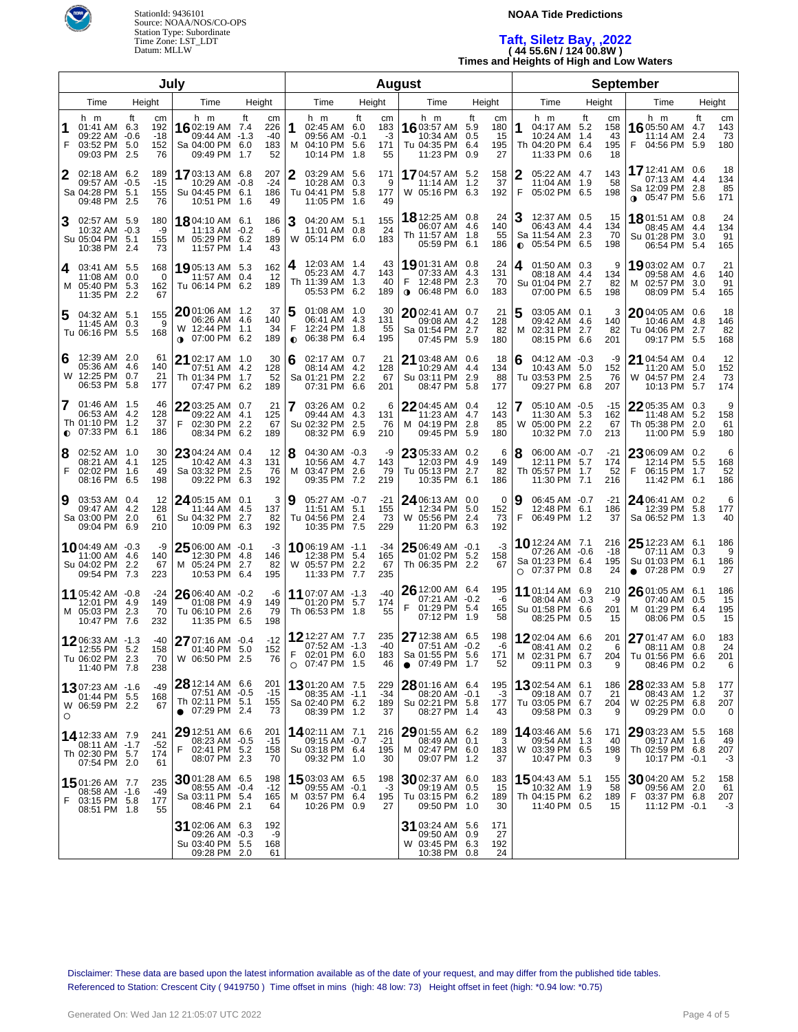StationId: 9436101
Source: NOAA/NOS/CO-OPS
Station Type: Subordinate
Time Zone: LST_LDT
Datum: MLLW

**NOAA Tide Predictions**

# Taft, Siletz Bay, ,2022

**( 44 55.6N / 124 00.8W )**

**Times and Heights of High and Low Waters**

## July

| Day | Time | Height (ft) | Height (cm) |
|---|---|---|---|
| 1 F | 01:41 AM | 6.3 | 192 |
| | 09:22 AM | -0.6 | -18 |
| | 03:52 PM | 5.0 | 152 |
| | 09:03 PM | 2.5 | 76 |
| 2 Sa | 02:18 AM | 6.2 | 189 |
| | 09:57 AM | -0.5 | -15 |
| | 04:28 PM | 5.1 | 155 |
| | 09:48 PM | 2.5 | 76 |
| 3 Su | 02:57 AM | 5.9 | 180 |
| | 10:32 AM | -0.3 | -9 |
| | 05:04 PM | 5.1 | 155 |
| | 10:38 PM | 2.4 | 73 |
| 4 M | 03:41 AM | 5.5 | 168 |
| | 11:08 AM | 0.0 | 0 |
| | 05:40 PM | 5.3 | 162 |
| | 11:35 PM | 2.2 | 67 |
| 5 Tu | 04:32 AM | 5.1 | 155 |
| | 11:45 AM | 0.3 | 9 |
| | 06:16 PM | 5.5 | 168 |
| 6 W | 12:39 AM | 2.0 | 61 |
| | 05:36 AM | 4.6 | 140 |
| | 12:25 PM | 0.7 | 21 |
| | 06:53 PM | 5.8 | 177 |
| 7 Th ◐ | 01:46 AM | 1.5 | 46 |
| | 06:53 AM | 4.2 | 128 |
| | 01:10 PM | 1.2 | 37 |
| | 07:33 PM | 6.1 | 186 |
| 8 F | 02:52 AM | 1.0 | 30 |
| | 08:21 AM | 4.1 | 125 |
| | 02:02 PM | 1.6 | 49 |
| | 08:16 PM | 6.5 | 198 |
| 9 Sa | 03:53 AM | 0.4 | 12 |
| | 09:47 AM | 4.2 | 128 |
| | 03:00 PM | 2.0 | 61 |
| | 09:04 PM | 6.9 | 210 |
| 10 Su | 04:49 AM | -0.3 | -9 |
| | 11:00 AM | 4.6 | 140 |
| | 04:02 PM | 2.2 | 67 |
| | 09:54 PM | 7.3 | 223 |
| 11 M | 05:42 AM | -0.8 | -24 |
| | 12:01 PM | 4.9 | 149 |
| | 05:03 PM | 2.3 | 70 |
| | 10:47 PM | 7.6 | 232 |
| 12 Tu | 06:33 AM | -1.3 | -40 |
| | 12:55 PM | 5.2 | 158 |
| | 06:02 PM | 2.3 | 70 |
| | 11:40 PM | 7.8 | 238 |
| 13 W ○ | 07:23 AM | -1.6 | -49 |
| | 01:44 PM | 5.5 | 168 |
| | 06:59 PM | 2.2 | 67 |
| 14 Th | 12:33 AM | 7.9 | 241 |
| | 08:11 AM | -1.7 | -52 |
| | 02:30 PM | 5.7 | 174 |
| | 07:54 PM | 2.0 | 61 |
| 15 F | 01:26 AM | 7.7 | 235 |
| | 08:58 AM | -1.6 | -49 |
| | 03:15 PM | 5.8 | 177 |
| | 08:51 PM | 1.8 | 55 |
| 16 Sa | 02:19 AM | 7.4 | 226 |
| | 09:44 AM | -1.3 | -40 |
| | 04:00 PM | 6.0 | 183 |
| | 09:49 PM | 1.7 | 52 |
| 17 Su | 03:13 AM | 6.8 | 207 |
| | 10:29 AM | -0.8 | -24 |
| | 04:45 PM | 6.1 | 186 |
| | 10:51 PM | 1.6 | 49 |
| 18 M | 04:10 AM | 6.1 | 186 |
| | 11:13 AM | -0.2 | -6 |
| | 05:29 PM | 6.2 | 189 |
| | 11:57 PM | 1.4 | 43 |
| 19 Tu | 05:13 AM | 5.3 | 162 |
| | 11:57 AM | 0.4 | 12 |
| | 06:14 PM | 6.2 | 189 |
| 20 W ◑ | 01:06 AM | 1.2 | 37 |
| | 06:26 AM | 4.6 | 140 |
| | 12:44 PM | 1.1 | 34 |
| | 07:00 PM | 6.2 | 189 |
| 21 Th | 02:17 AM | 1.0 | 30 |
| | 07:51 AM | 4.2 | 128 |
| | 01:34 PM | 1.7 | 52 |
| | 07:47 PM | 6.2 | 189 |
| 22 F | 03:25 AM | 0.7 | 21 |
| | 09:22 AM | 4.1 | 125 |
| | 02:30 PM | 2.2 | 67 |
| | 08:34 PM | 6.2 | 189 |
| 23 Sa | 04:24 AM | 0.4 | 12 |
| | 10:42 AM | 4.3 | 131 |
| | 03:32 PM | 2.5 | 76 |
| | 09:22 PM | 6.3 | 192 |
| 24 Su | 05:15 AM | 0.1 | 3 |
| | 11:44 AM | 4.5 | 137 |
| | 04:32 PM | 2.7 | 82 |
| | 10:09 PM | 6.3 | 192 |
| 25 M | 06:00 AM | -0.1 | -3 |
| | 12:30 PM | 4.8 | 146 |
| | 05:24 PM | 2.7 | 82 |
| | 10:53 PM | 6.4 | 195 |
| 26 Tu | 06:40 AM | -0.2 | -6 |
| | 01:08 PM | 4.9 | 149 |
| | 06:10 PM | 2.6 | 79 |
| | 11:35 PM | 6.5 | 198 |
| 27 W | 07:16 AM | -0.4 | -12 |
| | 01:40 PM | 5.0 | 152 |
| | 06:50 PM | 2.5 | 76 |
| 28 Th ● | 12:14 AM | 6.6 | 201 |
| | 07:51 AM | -0.5 | -15 |
| | 02:11 PM | 5.1 | 155 |
| | 07:29 PM | 2.4 | 73 |
| 29 F | 12:51 AM | 6.6 | 201 |
| | 08:23 AM | -0.5 | -15 |
| | 02:41 PM | 5.2 | 158 |
| | 08:07 PM | 2.3 | 70 |
| 30 Sa | 01:28 AM | 6.5 | 198 |
| | 08:55 AM | -0.4 | -12 |
| | 03:11 PM | 5.4 | 165 |
| | 08:46 PM | 2.1 | 64 |
| 31 Su | 02:06 AM | 6.3 | 192 |
| | 09:26 AM | -0.3 | -9 |
| | 03:40 PM | 5.5 | 168 |
| | 09:28 PM | 2.0 | 61 |

## August

| Day | Time | Height (ft) | Height (cm) |
|---|---|---|---|
| 1 M | 02:45 AM | 6.0 | 183 |
| | 09:56 AM | -0.1 | -3 |
| | 04:10 PM | 5.6 | 171 |
| | 10:14 PM | 1.8 | 55 |
| 2 Tu | 03:29 AM | 5.6 | 171 |
| | 10:28 AM | 0.3 | 9 |
| | 04:41 PM | 5.8 | 177 |
| | 11:05 PM | 1.6 | 49 |
| 3 W | 04:20 AM | 5.1 | 155 |
| | 11:01 AM | 0.8 | 24 |
| | 05:14 PM | 6.0 | 183 |
| 4 Th | 12:03 AM | 1.4 | 43 |
| | 05:23 AM | 4.7 | 143 |
| | 11:39 AM | 1.3 | 40 |
| | 05:53 PM | 6.2 | 189 |
| 5 F ◐ | 01:08 AM | 1.0 | 30 |
| | 06:41 AM | 4.3 | 131 |
| | 12:24 PM | 1.8 | 55 |
| | 06:38 PM | 6.4 | 195 |
| 6 Sa | 02:17 AM | 0.7 | 21 |
| | 08:14 AM | 4.2 | 128 |
| | 01:21 PM | 2.2 | 67 |
| | 07:31 PM | 6.6 | 201 |
| 7 Su | 03:26 AM | 0.2 | 6 |
| | 09:44 AM | 4.3 | 131 |
| | 02:32 PM | 2.5 | 76 |
| | 08:32 PM | 6.9 | 210 |
| 8 M | 04:30 AM | -0.3 | -9 |
| | 10:56 AM | 4.7 | 143 |
| | 03:47 PM | 2.6 | 79 |
| | 09:35 PM | 7.2 | 219 |
| 9 Tu | 05:27 AM | -0.7 | -21 |
| | 11:51 AM | 5.1 | 155 |
| | 04:56 PM | 2.4 | 73 |
| | 10:35 PM | 7.5 | 229 |
| 10 W | 06:19 AM | -1.1 | -34 |
| | 12:38 PM | 5.4 | 165 |
| | 05:57 PM | 2.2 | 67 |
| | 11:33 PM | 7.7 | 235 |
| 11 Th | 07:07 AM | -1.3 | -40 |
| | 01:20 PM | 5.7 | 174 |
| | 06:53 PM | 1.8 | 55 |
| 12 F ○ | 12:27 AM | 7.7 | 235 |
| | 07:52 AM | -1.3 | -40 |
| | 02:01 PM | 6.0 | 183 |
| | 07:47 PM | 1.5 | 46 |
| 13 Sa | 01:20 AM | 7.5 | 229 |
| | 08:35 AM | -1.1 | -34 |
| | 02:40 PM | 6.2 | 189 |
| | 08:39 PM | 1.2 | 37 |
| 14 Su | 02:11 AM | 7.1 | 216 |
| | 09:15 AM | -0.7 | -21 |
| | 03:18 PM | 6.4 | 195 |
| | 09:32 PM | 1.0 | 30 |
| 15 M | 03:03 AM | 6.5 | 198 |
| | 09:55 AM | -0.1 | -3 |
| | 03:57 PM | 6.4 | 195 |
| | 10:26 PM | 0.9 | 27 |
| 16 Tu | 03:57 AM | 5.9 | 180 |
| | 10:34 AM | 0.5 | 15 |
| | 04:35 PM | 6.4 | 195 |
| | 11:23 PM | 0.9 | 27 |
| 17 W | 04:57 AM | 5.2 | 158 |
| | 11:14 AM | 1.2 | 37 |
| | 05:16 PM | 6.3 | 192 |
| 18 Th | 12:25 AM | 0.8 | 24 |
| | 06:07 AM | 4.6 | 140 |
| | 11:57 AM | 1.8 | 55 |
| | 05:59 PM | 6.1 | 186 |
| 19 F ◑ | 01:31 AM | 0.8 | 24 |
| | 07:33 AM | 4.3 | 131 |
| | 12:48 PM | 2.3 | 70 |
| | 06:48 PM | 6.0 | 183 |
| 20 Sa | 02:41 AM | 0.7 | 21 |
| | 09:08 AM | 4.2 | 128 |
| | 01:54 PM | 2.7 | 82 |
| | 07:45 PM | 5.9 | 180 |
| 21 Su | 03:48 AM | 0.6 | 18 |
| | 10:29 AM | 4.4 | 134 |
| | 03:11 PM | 2.9 | 88 |
| | 08:47 PM | 5.8 | 177 |
| 22 M | 04:45 AM | 0.4 | 12 |
| | 11:23 AM | 4.7 | 143 |
| | 04:19 PM | 2.8 | 85 |
| | 09:45 PM | 5.9 | 180 |
| 23 Tu | 05:33 AM | 0.2 | 6 |
| | 12:03 PM | 4.9 | 149 |
| | 05:13 PM | 2.7 | 82 |
| | 10:35 PM | 6.1 | 186 |
| 24 W | 06:13 AM | 0.0 | 0 |
| | 12:34 PM | 5.0 | 152 |
| | 05:56 PM | 2.4 | 73 |
| | 11:20 PM | 6.3 | 192 |
| 25 Th | 06:49 AM | -0.1 | -3 |
| | 01:02 PM | 5.2 | 158 |
| | 06:35 PM | 2.2 | 67 |
| 26 F | 12:00 AM | 6.4 | 195 |
| | 07:21 AM | -0.2 | -6 |
| | 01:29 PM | 5.4 | 165 |
| | 07:12 PM | 1.9 | 58 |
| 27 Sa ● | 12:38 AM | 6.5 | 198 |
| | 07:51 AM | -0.2 | -6 |
| | 01:55 PM | 5.6 | 171 |
| | 07:49 PM | 1.7 | 52 |
| 28 Su | 01:16 AM | 6.4 | 195 |
| | 08:20 AM | -0.1 | -3 |
| | 02:21 PM | 5.8 | 177 |
| | 08:27 PM | 1.4 | 43 |
| 29 M | 01:55 AM | 6.2 | 189 |
| | 08:49 AM | 0.1 | 3 |
| | 02:47 PM | 6.0 | 183 |
| | 09:07 PM | 1.2 | 37 |
| 30 Tu | 02:37 AM | 6.0 | 183 |
| | 09:19 AM | 0.5 | 15 |
| | 03:15 PM | 6.2 | 189 |
| | 09:50 PM | 1.0 | 30 |
| 31 W | 03:24 AM | 5.6 | 171 |
| | 09:50 AM | 0.9 | 27 |
| | 03:45 PM | 6.3 | 192 |
| | 10:38 PM | 0.8 | 24 |

## September

| Day | Time | Height (ft) | Height (cm) |
|---|---|---|---|
| 1 Th | 04:17 AM | 5.2 | 158 |
| | 10:24 AM | 1.4 | 43 |
| | 04:20 PM | 6.4 | 195 |
| | 11:33 PM | 0.6 | 18 |
| 2 F | 05:22 AM | 4.7 | 143 |
| | 11:04 AM | 1.9 | 58 |
| | 05:02 PM | 6.5 | 198 |
| 3 Sa ◐ | 12:37 AM | 0.5 | 15 |
| | 06:43 AM | 4.4 | 134 |
| | 11:54 AM | 2.3 | 70 |
| | 05:54 PM | 6.5 | 198 |
| 4 Su | 01:50 AM | 0.3 | 9 |
| | 08:18 AM | 4.4 | 134 |
| | 01:04 PM | 2.7 | 82 |
| | 07:00 PM | 6.5 | 198 |
| 5 M | 03:05 AM | 0.1 | 3 |
| | 09:42 AM | 4.6 | 140 |
| | 02:31 PM | 2.7 | 82 |
| | 08:15 PM | 6.6 | 201 |
| 6 Tu | 04:12 AM | -0.3 | -9 |
| | 10:43 AM | 5.0 | 152 |
| | 03:53 PM | 2.5 | 76 |
| | 09:27 PM | 6.8 | 207 |
| 7 W | 05:10 AM | -0.5 | -15 |
| | 11:30 AM | 5.3 | 162 |
| | 05:00 PM | 2.2 | 67 |
| | 10:32 PM | 7.0 | 213 |
| 8 Th | 06:00 AM | -0.7 | -21 |
| | 12:11 PM | 5.7 | 174 |
| | 05:57 PM | 1.7 | 52 |
| | 11:30 PM | 7.1 | 216 |
| 9 F | 06:45 AM | -0.7 | -21 |
| | 12:48 PM | 6.1 | 186 |
| | 06:49 PM | 1.2 | 37 |
| 10 Sa ○ | 12:24 AM | 7.1 | 216 |
| | 07:26 AM | -0.6 | -18 |
| | 01:23 PM | 6.4 | 195 |
| | 07:37 PM | 0.8 | 24 |
| 11 Su | 01:14 AM | 6.9 | 210 |
| | 08:04 AM | -0.3 | -9 |
| | 01:58 PM | 6.6 | 201 |
| | 08:25 PM | 0.5 | 15 |
| 12 M | 02:04 AM | 6.6 | 201 |
| | 08:41 AM | 0.2 | 6 |
| | 02:31 PM | 6.7 | 204 |
| | 09:11 PM | 0.3 | 9 |
| 13 Tu | 02:54 AM | 6.1 | 186 |
| | 09:18 AM | 0.7 | 21 |
| | 03:05 PM | 6.7 | 204 |
| | 09:58 PM | 0.3 | 9 |
| 14 W | 03:46 AM | 5.6 | 171 |
| | 09:54 AM | 1.3 | 40 |
| | 03:39 PM | 6.5 | 198 |
| | 10:47 PM | 0.3 | 9 |
| 15 Th | 04:43 AM | 5.1 | 155 |
| | 10:32 AM | 1.9 | 58 |
| | 04:15 PM | 6.2 | 189 |
| | 11:40 PM | 0.5 | 15 |
| 16 F | 05:50 AM | 4.7 | 143 |
| | 11:14 AM | 2.4 | 73 |
| | 04:56 PM | 5.9 | 180 |
| 17 Sa ◑ | 12:41 AM | 0.6 | 18 |
| | 07:13 AM | 4.4 | 134 |
| | 12:09 PM | 2.8 | 85 |
| | 05:47 PM | 5.6 | 171 |
| 18 Su | 01:51 AM | 0.8 | 24 |
| | 08:45 AM | 4.4 | 134 |
| | 01:28 PM | 3.0 | 91 |
| | 06:54 PM | 5.4 | 165 |
| 19 M | 03:02 AM | 0.7 | 21 |
| | 09:58 AM | 4.6 | 140 |
| | 02:57 PM | 3.0 | 91 |
| | 08:09 PM | 5.4 | 165 |
| 20 Tu | 04:05 AM | 0.6 | 18 |
| | 10:46 AM | 4.8 | 146 |
| | 04:06 PM | 2.7 | 82 |
| | 09:17 PM | 5.5 | 168 |
| 21 W | 04:54 AM | 0.4 | 12 |
| | 11:20 AM | 5.0 | 152 |
| | 04:57 PM | 2.4 | 73 |
| | 10:13 PM | 5.7 | 174 |
| 22 Th | 05:35 AM | 0.3 | 9 |
| | 11:48 AM | 5.2 | 158 |
| | 05:38 PM | 2.0 | 61 |
| | 11:00 PM | 5.9 | 180 |
| 23 F | 06:09 AM | 0.2 | 6 |
| | 12:14 PM | 5.5 | 168 |
| | 06:15 PM | 1.7 | 52 |
| | 11:42 PM | 6.1 | 186 |
| 24 Sa | 06:41 AM | 0.2 | 6 |
| | 12:39 PM | 5.8 | 177 |
| | 06:52 PM | 1.3 | 40 |
| 25 Su ● | 12:23 AM | 6.1 | 186 |
| | 07:11 AM | 0.3 | 9 |
| | 01:03 PM | 6.1 | 186 |
| | 07:28 PM | 0.9 | 27 |
| 26 M | 01:05 AM | 6.1 | 186 |
| | 07:40 AM | 0.5 | 15 |
| | 01:29 PM | 6.4 | 195 |
| | 08:06 PM | 0.5 | 15 |
| 27 Tu | 01:47 AM | 6.0 | 183 |
| | 08:11 AM | 0.8 | 24 |
| | 01:56 PM | 6.6 | 201 |
| | 08:46 PM | 0.2 | 6 |
| 28 W | 02:33 AM | 5.8 | 177 |
| | 08:43 AM | 1.2 | 37 |
| | 02:25 PM | 6.8 | 207 |
| | 09:29 PM | 0.0 | 0 |
| 29 Th | 03:23 AM | 5.5 | 168 |
| | 09:17 AM | 1.6 | 49 |
| | 02:59 PM | 6.8 | 207 |
| | 10:17 PM | -0.1 | -3 |
| 30 F | 04:20 AM | 5.2 | 158 |
| | 09:56 AM | 2.0 | 61 |
| | 03:37 PM | 6.8 | 207 |
| | 11:12 PM | -0.1 | -3 |

Disclaimer: These data are based upon the latest information available as of the date of your request, and may differ from the published tide tables.
Referenced to Station: Crescent City ( 9419750 ) Time offset in mins (high: 48 low: 73) Height offset in feet (high: *0.94 low: *0.75)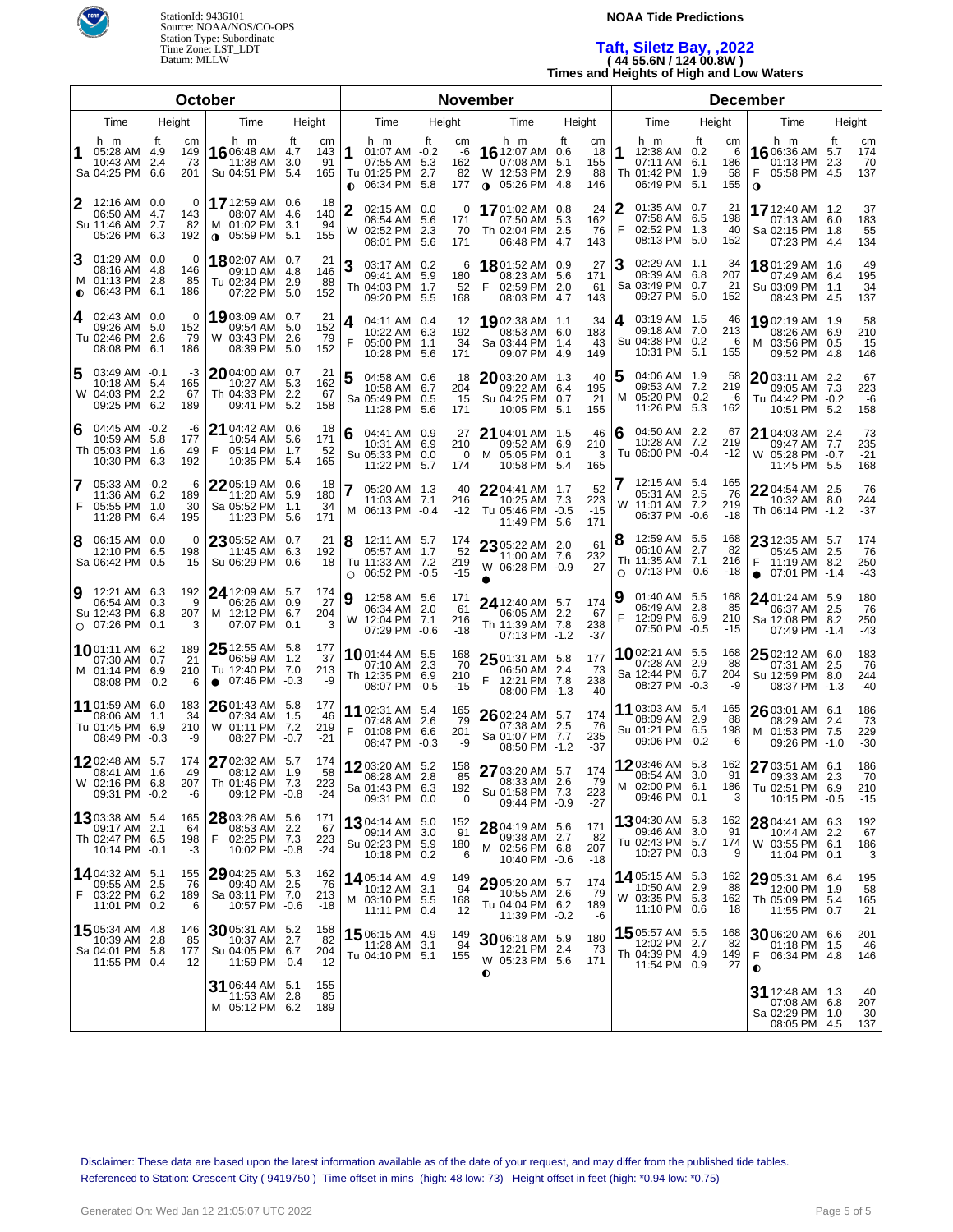StationId: 9436101
Source: NOAA/NOS/CO-OPS
Station Type: Subordinate
Time Zone: LST_LDT
Datum: MLLW

**NOAA Tide Predictions**

## Taft, Siletz Bay, ,2022

**( 44 55.6N / 124 00.8W )**

**Times and Heights of High and Low Waters**

### October

| Day | Time | ft | cm | Day | Time | ft | cm |
|---|---|---|---|---|---|---|---|
| 1 Sa | 05:28 AM | 4.9 | 149 | 16 Su | 06:48 AM | 4.7 | 143 |
| | 10:43 AM | 2.4 | 73 | | 11:38 AM | 3.0 | 91 |
| | 04:25 PM | 6.6 | 201 | | 04:51 PM | 5.4 | 165 |
| 2 Su | 12:16 AM | 0.0 | 0 | 17 M ◑ | 12:59 AM | 0.6 | 18 |
| | 06:50 AM | 4.7 | 143 | | 08:07 AM | 4.6 | 140 |
| | 11:46 AM | 2.7 | 82 | | 01:02 PM | 3.1 | 94 |
| | 05:26 PM | 6.3 | 192 | | 05:59 PM | 5.1 | 155 |
| 3 M ◐ | 01:29 AM | 0.0 | 0 | 18 Tu | 02:07 AM | 0.7 | 21 |
| | 08:16 AM | 4.8 | 146 | | 09:10 AM | 4.8 | 146 |
| | 01:13 PM | 2.8 | 85 | | 02:34 PM | 2.9 | 88 |
| | 06:43 PM | 6.1 | 186 | | 07:22 PM | 5.0 | 152 |
| 4 Tu | 02:43 AM | 0.0 | 0 | 19 W | 03:09 AM | 0.7 | 21 |
| | 09:26 AM | 5.0 | 152 | | 09:54 AM | 5.0 | 152 |
| | 02:46 PM | 2.6 | 79 | | 03:43 PM | 2.6 | 79 |
| | 08:08 PM | 6.1 | 186 | | 08:39 PM | 5.0 | 152 |
| 5 W | 03:49 AM | -0.1 | -3 | 20 Th | 04:00 AM | 0.7 | 21 |
| | 10:18 AM | 5.4 | 165 | | 10:27 AM | 5.3 | 162 |
| | 04:03 PM | 2.2 | 67 | | 04:33 PM | 2.2 | 67 |
| | 09:25 PM | 6.2 | 189 | | 09:41 PM | 5.2 | 158 |
| 6 Th | 04:45 AM | -0.2 | -6 | 21 F | 04:42 AM | 0.6 | 18 |
| | 10:59 AM | 5.8 | 177 | | 10:54 AM | 5.6 | 171 |
| | 05:03 PM | 1.6 | 49 | | 05:14 PM | 1.7 | 52 |
| | 10:30 PM | 6.3 | 192 | | 10:35 PM | 5.4 | 165 |
| 7 F | 05:33 AM | -0.2 | -6 | 22 Sa | 05:19 AM | 0.6 | 18 |
| | 11:36 AM | 6.2 | 189 | | 11:20 AM | 5.9 | 180 |
| | 05:55 PM | 1.0 | 30 | | 05:52 PM | 1.1 | 34 |
| | 11:28 PM | 6.4 | 195 | | 11:23 PM | 5.6 | 171 |
| 8 Sa | 06:15 AM | 0.0 | 0 | 23 Su | 05:52 AM | 0.7 | 21 |
| | 12:10 PM | 6.5 | 198 | | 11:45 AM | 6.3 | 192 |
| | 06:42 PM | 0.5 | 15 | | 06:29 PM | 0.6 | 18 |
| 9 Su ○ | 12:21 AM | 6.3 | 192 | 24 M | 12:09 AM | 5.7 | 174 |
| | 06:54 AM | 0.3 | 9 | | 06:26 AM | 0.9 | 27 |
| | 12:43 PM | 6.8 | 207 | | 12:12 PM | 6.7 | 204 |
| | 07:26 PM | 0.1 | 3 | | 07:07 PM | 0.1 | 3 |
| 10 M | 01:11 AM | 6.2 | 189 | 25 Tu ● | 12:55 AM | 5.8 | 177 |
| | 07:30 AM | 0.7 | 21 | | 06:59 AM | 1.2 | 37 |
| | 01:14 PM | 6.9 | 210 | | 12:40 PM | 7.0 | 213 |
| | 08:08 PM | -0.2 | -6 | | 07:46 PM | -0.3 | -9 |
| 11 Tu | 01:59 AM | 6.0 | 183 | 26 W | 01:43 AM | 5.8 | 177 |
| | 08:06 AM | 1.1 | 34 | | 07:34 AM | 1.5 | 46 |
| | 01:45 PM | 6.9 | 210 | | 01:11 PM | 7.2 | 219 |
| | 08:49 PM | -0.3 | -9 | | 08:27 PM | -0.7 | -21 |
| 12 W | 02:48 AM | 5.7 | 174 | 27 Th | 02:32 AM | 5.7 | 174 |
| | 08:41 AM | 1.6 | 49 | | 08:12 AM | 1.9 | 58 |
| | 02:16 PM | 6.8 | 207 | | 01:46 PM | 7.3 | 223 |
| | 09:31 PM | -0.2 | -6 | | 09:12 PM | -0.8 | -24 |
| 13 Th | 03:38 AM | 5.4 | 165 | 28 F | 03:26 AM | 5.6 | 171 |
| | 09:17 AM | 2.1 | 64 | | 08:53 AM | 2.2 | 67 |
| | 02:47 PM | 6.5 | 198 | | 02:25 PM | 7.3 | 223 |
| | 10:14 PM | -0.1 | -3 | | 10:02 PM | -0.8 | -24 |
| 14 F | 04:32 AM | 5.1 | 155 | 29 Sa | 04:25 AM | 5.3 | 162 |
| | 09:55 AM | 2.5 | 76 | | 09:40 AM | 2.5 | 76 |
| | 03:22 PM | 6.2 | 189 | | 03:11 PM | 7.0 | 213 |
| | 11:01 PM | 0.2 | 6 | | 10:57 PM | -0.6 | -18 |
| 15 Sa | 05:34 AM | 4.8 | 146 | 30 Su | 05:31 AM | 5.2 | 158 |
| | 10:39 AM | 2.8 | 85 | | 10:37 AM | 2.7 | 82 |
| | 04:01 PM | 5.8 | 177 | | 04:05 PM | 6.7 | 204 |
| | 11:55 PM | 0.4 | 12 | | 11:59 PM | -0.4 | -12 |
| | | | | 31 M | 06:44 AM | 5.1 | 155 |
| | | | | | 11:53 AM | 2.8 | 85 |
| | | | | | 05:12 PM | 6.2 | 189 |

### November

| Day | Time | ft | cm | Day | Time | ft | cm |
|---|---|---|---|---|---|---|---|
| 1 Tu ◐ | 01:07 AM | -0.2 | -6 | 16 W ◑ | 12:07 AM | 0.6 | 18 |
| | 07:55 AM | 5.3 | 162 | | 07:08 AM | 5.1 | 155 |
| | 01:25 PM | 2.7 | 82 | | 12:53 PM | 2.9 | 88 |
| | 06:34 PM | 5.8 | 177 | | 05:26 PM | 4.8 | 146 |
| 2 W | 02:15 AM | 0.0 | 0 | 17 Th | 01:02 AM | 0.8 | 24 |
| | 08:54 AM | 5.6 | 171 | | 07:50 AM | 5.3 | 162 |
| | 02:52 PM | 2.3 | 70 | | 02:04 PM | 2.5 | 76 |
| | 08:01 PM | 5.6 | 171 | | 06:48 PM | 4.7 | 143 |
| 3 Th | 03:17 AM | 0.2 | 6 | 18 F | 01:52 AM | 0.9 | 27 |
| | 09:41 AM | 5.9 | 180 | | 08:23 AM | 5.6 | 171 |
| | 04:03 PM | 1.7 | 52 | | 02:59 PM | 2.0 | 61 |
| | 09:20 PM | 5.5 | 168 | | 08:03 PM | 4.7 | 143 |
| 4 F | 04:11 AM | 0.4 | 12 | 19 Sa | 02:38 AM | 1.1 | 34 |
| | 10:22 AM | 6.3 | 192 | | 08:53 AM | 6.0 | 183 |
| | 05:00 PM | 1.1 | 34 | | 03:44 PM | 1.4 | 43 |
| | 10:28 PM | 5.6 | 171 | | 09:07 PM | 4.9 | 149 |
| 5 Sa | 04:58 AM | 0.6 | 18 | 20 Su | 03:20 AM | 1.3 | 40 |
| | 10:58 AM | 6.7 | 204 | | 09:22 AM | 6.4 | 195 |
| | 05:49 PM | 0.5 | 15 | | 04:25 PM | 0.7 | 21 |
| | 11:28 PM | 5.6 | 171 | | 10:05 PM | 5.1 | 155 |
| 6 Su | 04:41 AM | 0.9 | 27 | 21 M | 04:01 AM | 1.5 | 46 |
| | 10:31 AM | 6.9 | 210 | | 09:52 AM | 6.9 | 210 |
| | 05:33 PM | 0.0 | 0 | | 05:05 PM | 0.1 | 3 |
| | 11:22 PM | 5.7 | 174 | | 10:58 PM | 5.4 | 165 |
| 7 M | 05:20 AM | 1.3 | 40 | 22 Tu | 04:41 AM | 1.7 | 52 |
| | 11:03 AM | 7.1 | 216 | | 10:25 AM | 7.3 | 223 |
| | 06:13 PM | -0.4 | -12 | | 05:46 PM | -0.5 | -15 |
| | | | | | 11:49 PM | 5.6 | 171 |
| 8 Tu ○ | 12:11 AM | 5.7 | 174 | 23 W ● | 05:22 AM | 2.0 | 61 |
| | 05:57 AM | 1.7 | 52 | | 11:00 AM | 7.6 | 232 |
| | 11:33 AM | 7.2 | 219 | | 06:28 PM | -0.9 | -27 |
| | 06:52 PM | -0.5 | -15 | | | | |
| 9 W | 12:58 AM | 5.6 | 171 | 24 Th | 12:40 AM | 5.7 | 174 |
| | 06:34 AM | 2.0 | 61 | | 06:05 AM | 2.2 | 67 |
| | 12:04 PM | 7.1 | 216 | | 11:39 AM | 7.8 | 238 |
| | 07:29 PM | -0.6 | -18 | | 07:13 PM | -1.2 | -37 |
| 10 Th | 01:44 AM | 5.5 | 168 | 25 F | 01:31 AM | 5.8 | 177 |
| | 07:10 AM | 2.3 | 70 | | 06:50 AM | 2.4 | 73 |
| | 12:35 PM | 6.9 | 210 | | 12:21 PM | 7.8 | 238 |
| | 08:07 PM | -0.5 | -15 | | 08:00 PM | -1.3 | -40 |
| 11 F | 02:31 AM | 5.4 | 165 | 26 Sa | 02:24 AM | 5.7 | 174 |
| | 07:48 AM | 2.6 | 79 | | 07:38 AM | 2.5 | 76 |
| | 01:08 PM | 6.6 | 201 | | 01:07 PM | 7.7 | 235 |
| | 08:47 PM | -0.3 | -9 | | 08:50 PM | -1.2 | -37 |
| 12 Sa | 03:20 AM | 5.2 | 158 | 27 Su | 03:20 AM | 5.7 | 174 |
| | 08:28 AM | 2.8 | 85 | | 08:33 AM | 2.6 | 79 |
| | 01:43 PM | 6.3 | 192 | | 01:58 PM | 7.3 | 223 |
| | 09:31 PM | 0.0 | 0 | | 09:44 PM | -0.9 | -27 |
| 13 Su | 04:14 AM | 5.0 | 152 | 28 M | 04:19 AM | 5.6 | 171 |
| | 09:14 AM | 3.0 | 91 | | 09:38 AM | 2.7 | 82 |
| | 02:23 PM | 5.9 | 180 | | 02:56 PM | 6.8 | 207 |
| | 10:18 PM | 0.2 | 6 | | 10:40 PM | -0.6 | -18 |
| 14 M | 05:14 AM | 4.9 | 149 | 29 Tu | 05:20 AM | 5.7 | 174 |
| | 10:12 AM | 3.1 | 94 | | 10:55 AM | 2.6 | 79 |
| | 03:10 PM | 5.5 | 168 | | 04:04 PM | 6.2 | 189 |
| | 11:11 PM | 0.4 | 12 | | 11:39 PM | -0.2 | -6 |
| 15 Tu | 06:15 AM | 4.9 | 149 | 30 W ◐ | 06:18 AM | 5.9 | 180 |
| | 11:28 AM | 3.1 | 94 | | 12:21 PM | 2.4 | 73 |
| | 04:10 PM | 5.1 | 155 | | 05:23 PM | 5.6 | 171 |

### December

| Day | Time | ft | cm | Day | Time | ft | cm |
|---|---|---|---|---|---|---|---|
| 1 Th | 12:38 AM | 0.2 | 6 | 16 F ◑ | 06:36 AM | 5.7 | 174 |
| | 07:11 AM | 6.1 | 186 | | 01:13 PM | 2.3 | 70 |
| | 01:42 PM | 1.9 | 58 | | 05:58 PM | 4.5 | 137 |
| | 06:49 PM | 5.1 | 155 | | | | |
| 2 F | 01:35 AM | 0.7 | 21 | 17 Sa | 12:40 AM | 1.2 | 37 |
| | 07:58 AM | 6.5 | 198 | | 07:13 AM | 6.0 | 183 |
| | 02:52 PM | 1.3 | 40 | | 02:15 PM | 1.8 | 55 |
| | 08:13 PM | 5.0 | 152 | | 07:23 PM | 4.4 | 134 |
| 3 Sa | 02:29 AM | 1.1 | 34 | 18 Su | 01:29 AM | 1.6 | 49 |
| | 08:39 AM | 6.8 | 207 | | 07:49 AM | 6.4 | 195 |
| | 03:49 PM | 0.7 | 21 | | 03:09 PM | 1.1 | 34 |
| | 09:27 PM | 5.0 | 152 | | 08:43 PM | 4.5 | 137 |
| 4 Su | 03:19 AM | 1.5 | 46 | 19 M | 02:19 AM | 1.9 | 58 |
| | 09:18 AM | 7.0 | 213 | | 08:26 AM | 6.9 | 210 |
| | 04:38 PM | 0.2 | 6 | | 03:56 PM | 0.5 | 15 |
| | 10:31 PM | 5.1 | 155 | | 09:52 PM | 4.8 | 146 |
| 5 M | 04:06 AM | 1.9 | 58 | 20 Tu | 03:11 AM | 2.2 | 67 |
| | 09:53 AM | 7.2 | 219 | | 09:05 AM | 7.3 | 223 |
| | 05:20 PM | -0.2 | -6 | | 04:42 PM | -0.2 | -6 |
| | 11:26 PM | 5.3 | 162 | | 10:51 PM | 5.2 | 158 |
| 6 Tu | 04:50 AM | 2.2 | 67 | 21 W | 04:03 AM | 2.4 | 73 |
| | 10:28 AM | 7.2 | 219 | | 09:47 AM | 7.7 | 235 |
| | 06:00 PM | -0.4 | -12 | | 05:28 PM | -0.7 | -21 |
| | | | | | 11:45 PM | 5.5 | 168 |
| 7 W | 12:15 AM | 5.4 | 165 | 22 Th | 04:54 AM | 2.5 | 76 |
| | 05:31 AM | 2.5 | 76 | | 10:32 AM | 8.0 | 244 |
| | 11:01 AM | 7.2 | 219 | | 06:14 PM | -1.2 | -37 |
| | 06:37 PM | -0.6 | -18 | | | | |
| 8 Th ○ | 12:59 AM | 5.5 | 168 | 23 F ● | 12:35 AM | 5.7 | 174 |
| | 06:10 AM | 2.7 | 82 | | 05:45 AM | 2.5 | 76 |
| | 11:35 AM | 7.1 | 216 | | 11:19 AM | 8.2 | 250 |
| | 07:13 PM | -0.6 | -18 | | 07:01 PM | -1.4 | -43 |
| 9 F | 01:40 AM | 5.5 | 168 | 24 Sa | 01:24 AM | 5.9 | 180 |
| | 06:49 AM | 2.8 | 85 | | 06:37 AM | 2.5 | 76 |
| | 12:09 PM | 6.9 | 210 | | 12:08 PM | 8.2 | 250 |
| | 07:50 PM | -0.5 | -15 | | 07:49 PM | -1.4 | -43 |
| 10 Sa | 02:21 AM | 5.5 | 168 | 25 Su | 02:12 AM | 6.0 | 183 |
| | 07:28 AM | 2.9 | 88 | | 07:31 AM | 2.5 | 76 |
| | 12:44 PM | 6.7 | 204 | | 12:59 PM | 8.0 | 244 |
| | 08:27 PM | -0.3 | -9 | | 08:37 PM | -1.3 | -40 |
| 11 Su | 03:03 AM | 5.4 | 165 | 26 M | 03:01 AM | 6.1 | 186 |
| | 08:09 AM | 2.9 | 88 | | 08:29 AM | 2.4 | 73 |
| | 01:21 PM | 6.5 | 198 | | 01:53 PM | 7.5 | 229 |
| | 09:06 PM | -0.2 | -6 | | 09:26 PM | -1.0 | -30 |
| 12 M | 03:46 AM | 5.3 | 162 | 27 Tu | 03:51 AM | 6.1 | 186 |
| | 08:54 AM | 3.0 | 91 | | 09:33 AM | 2.3 | 70 |
| | 02:00 PM | 6.1 | 186 | | 02:51 PM | 6.9 | 210 |
| | 09:46 PM | 0.1 | 3 | | 10:15 PM | -0.5 | -15 |
| 13 Tu | 04:30 AM | 5.3 | 162 | 28 W | 04:41 AM | 6.3 | 192 |
| | 09:46 AM | 3.0 | 91 | | 10:44 AM | 2.2 | 67 |
| | 02:43 PM | 5.7 | 174 | | 03:55 PM | 6.1 | 186 |
| | 10:27 PM | 0.3 | 9 | | 11:04 PM | 0.1 | 3 |
| 14 W | 05:15 AM | 5.3 | 162 | 29 Th | 05:31 AM | 6.4 | 195 |
| | 10:50 AM | 2.9 | 88 | | 12:00 PM | 1.9 | 58 |
| | 03:35 PM | 5.3 | 162 | | 05:09 PM | 5.4 | 165 |
| | 11:10 PM | 0.6 | 18 | | 11:55 PM | 0.7 | 21 |
| 15 Th | 05:57 AM | 5.5 | 168 | 30 F ◐ | 06:20 AM | 6.6 | 201 |
| | 12:02 PM | 2.7 | 82 | | 01:18 PM | 1.5 | 46 |
| | 04:39 PM | 4.9 | 149 | | 06:34 PM | 4.8 | 146 |
| | 11:54 PM | 0.9 | 27 | | | | |
| | | | | 31 Sa | 12:48 AM | 1.3 | 40 |
| | | | | | 07:08 AM | 6.8 | 207 |
| | | | | | 02:29 PM | 1.0 | 30 |
| | | | | | 08:05 PM | 4.5 | 137 |

Disclaimer: These data are based upon the latest information available as of the date of your request, and may differ from the published tide tables.
Referenced to Station: Crescent City ( 9419750 ) Time offset in mins (high: 48 low: 73) Height offset in feet (high: *0.94 low: *0.75)

Generated On: Wed Jan 12 21:05:07 UTC 2022